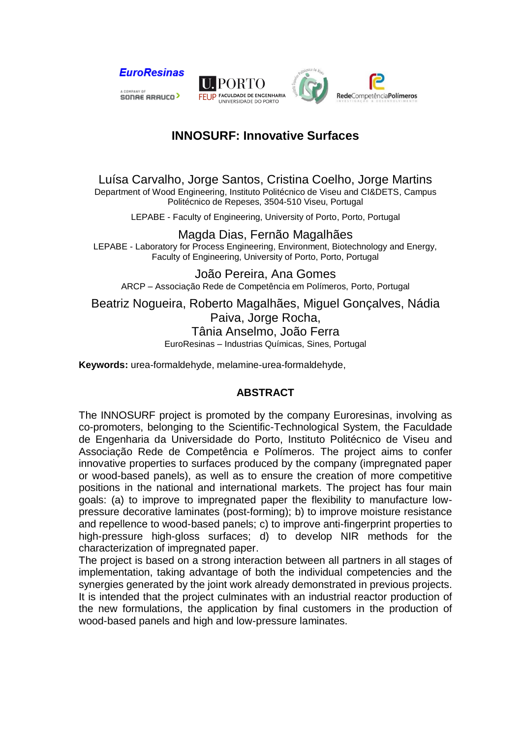# INNOSURF: Innovative Surfaces

Luísa Carvalho, Jorge Santos, Cristina Coelho, Jorge Martins
Department of Wood Engineering, Instituto Politécnico de Viseu and CI&DETS, Campus Politécnico de Repeses, 3504-510 Viseu, Portugal

LEPABE - Faculty of Engineering, University of Porto, Porto, Portugal

Magda Dias, Fernão Magalhães
LEPABE - Laboratory for Process Engineering, Environment, Biotechnology and Energy, Faculty of Engineering, University of Porto, Porto, Portugal

João Pereira, Ana Gomes
ARCP – Associação Rede de Competência em Polímeros, Porto, Portugal

Beatriz Nogueira, Roberto Magalhães, Miguel Gonçalves, Nádia Paiva, Jorge Rocha,
Tânia Anselmo, João Ferra
EuroResinas – Industrias Químicas, Sines, Portugal

**Keywords:** urea-formaldehyde, melamine-urea-formaldehyde,

## ABSTRACT

The INNOSURF project is promoted by the company Euroresinas, involving as co-promoters, belonging to the Scientific-Technological System, the Faculdade de Engenharia da Universidade do Porto, Instituto Politécnico de Viseu and Associação Rede de Competência e Polímeros. The project aims to confer innovative properties to surfaces produced by the company (impregnated paper or wood-based panels), as well as to ensure the creation of more competitive positions in the national and international markets. The project has four main goals: (a) to improve to impregnated paper the flexibility to manufacture low-pressure decorative laminates (post-forming); b) to improve moisture resistance and repellence to wood-based panels; c) to improve anti-fingerprint properties to high-pressure high-gloss surfaces; d) to develop NIR methods for the characterization of impregnated paper.

The project is based on a strong interaction between all partners in all stages of implementation, taking advantage of both the individual competencies and the synergies generated by the joint work already demonstrated in previous projects. It is intended that the project culminates with an industrial reactor production of the new formulations, the application by final customers in the production of wood-based panels and high and low-pressure laminates.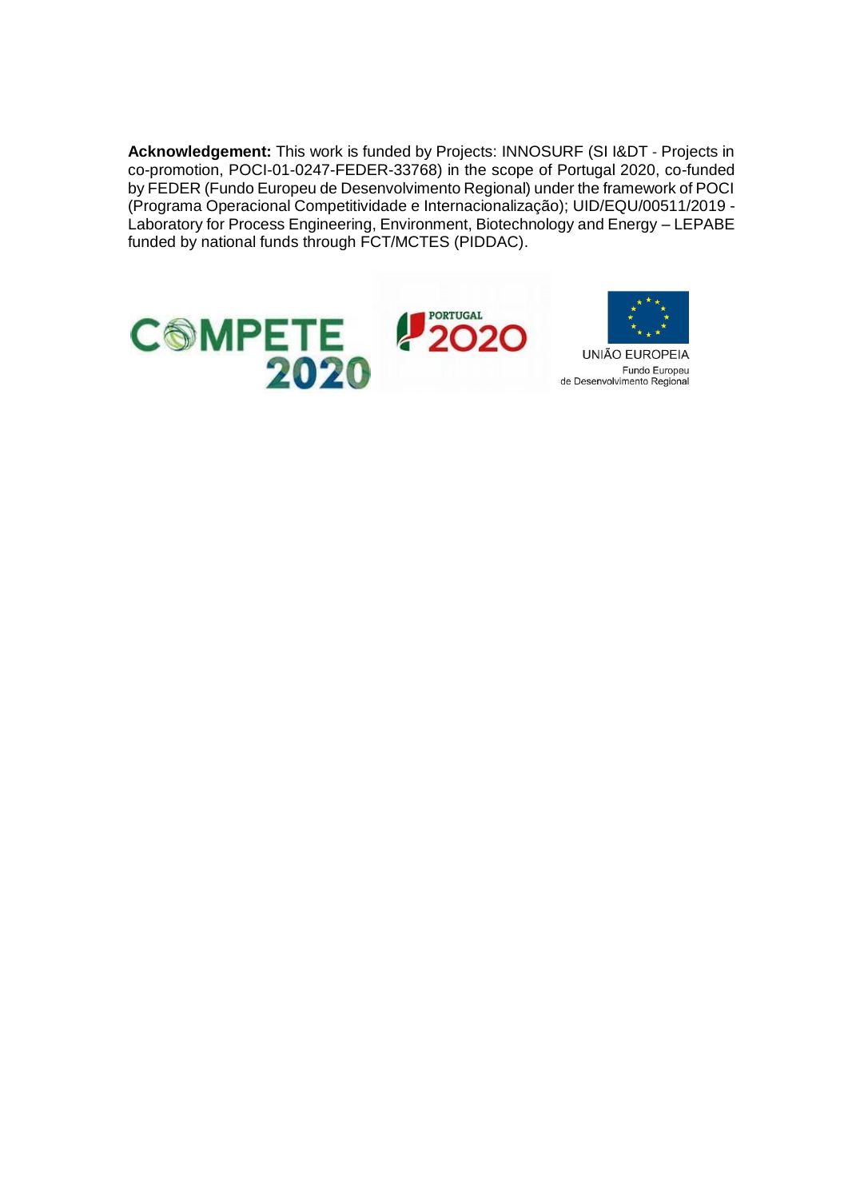**Acknowledgement:** This work is funded by Projects: INNOSURF (SI I&DT - Projects in co-promotion, POCI-01-0247-FEDER-33768) in the scope of Portugal 2020, co-funded by FEDER (Fundo Europeu de Desenvolvimento Regional) under the framework of POCI (Programa Operacional Competitividade e Internacionalização); UID/EQU/00511/2019 - Laboratory for Process Engineering, Environment, Biotechnology and Energy – LEPABE funded by national funds through FCT/MCTES (PIDDAC).

COMPETE 2020

PORTUGAL 2020

UNIÃO EUROPEIA
Fundo Europeu de Desenvolvimento Regional